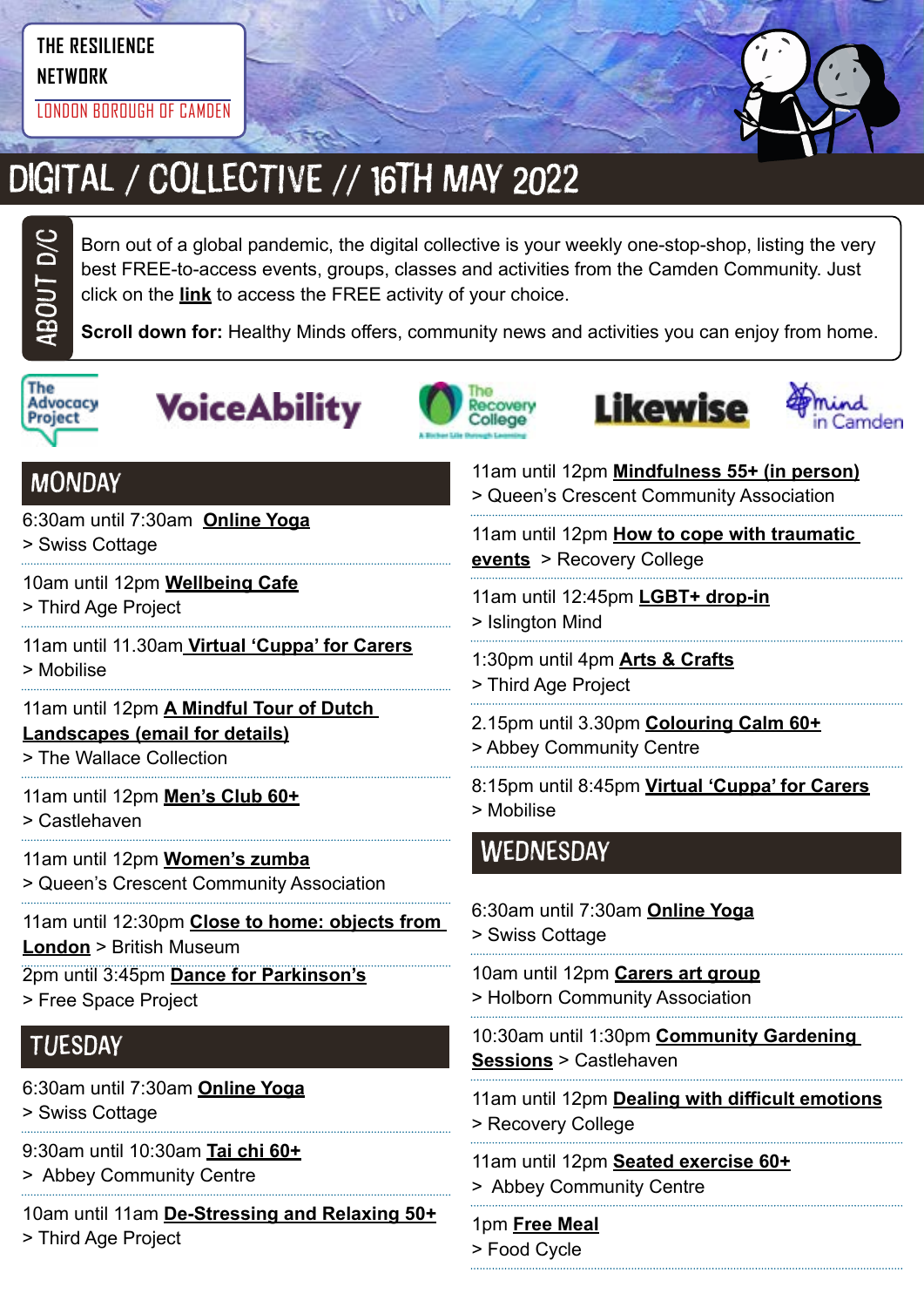THE RESILIENCE NETWORK

LONDON BOROUGH OF CAMDEN

# DIGITAL / COLLECTIVE // 16TH MAY 2022

## ABOUT D/C

Born out of a global pandemic, the digital collective is your weekly one-stop-shop, listing the very best FREE-to-access events, groups, classes and activities from the Camden Community. Just click on the **link** to access the FREE activity of your choice.

**Scroll down for:** Healthy Minds offers, community news and activities you can enjoy from home.

The Advocacy Project | VoiceAbility | The Recovery College | Likewise | Mind in Camden

## MONDAY

6:30am until 7:30am **Online Yoga**
> Swiss Cottage

10am until 12pm **Wellbeing Cafe**
> Third Age Project

11am until 11.30am **Virtual 'Cuppa' for Carers**
> Mobilise

11am until 12pm **A Mindful Tour of Dutch Landscapes (email for details)**
> The Wallace Collection

11am until 12pm **Men's Club 60+**
> Castlehaven

11am until 12pm **Women's zumba**
> Queen's Crescent Community Association

11am until 12:30pm **Close to home: objects from London** > British Museum

2pm until 3:45pm **Dance for Parkinson's**
> Free Space Project

## TUESDAY

6:30am until 7:30am **Online Yoga**
> Swiss Cottage

9:30am until 10:30am **Tai chi 60+**
> Abbey Community Centre

10am until 11am **De-Stressing and Relaxing 50+**
> Third Age Project

11am until 12pm **Mindfulness 55+ (in person)**
> Queen's Crescent Community Association

11am until 12pm **How to cope with traumatic events** > Recovery College

11am until 12:45pm **LGBT+ drop-in**
> Islington Mind

1:30pm until 4pm **Arts & Crafts**
> Third Age Project

2.15pm until 3.30pm **Colouring Calm 60+**
> Abbey Community Centre

8:15pm until 8:45pm **Virtual 'Cuppa' for Carers**
> Mobilise

## WEDNESDAY

6:30am until 7:30am **Online Yoga**
> Swiss Cottage

10am until 12pm **Carers art group**
> Holborn Community Association

10:30am until 1:30pm **Community Gardening Sessions** > Castlehaven

11am until 12pm **Dealing with difficult emotions**
> Recovery College

11am until 12pm **Seated exercise 60+**
> Abbey Community Centre

1pm **Free Meal**
> Food Cycle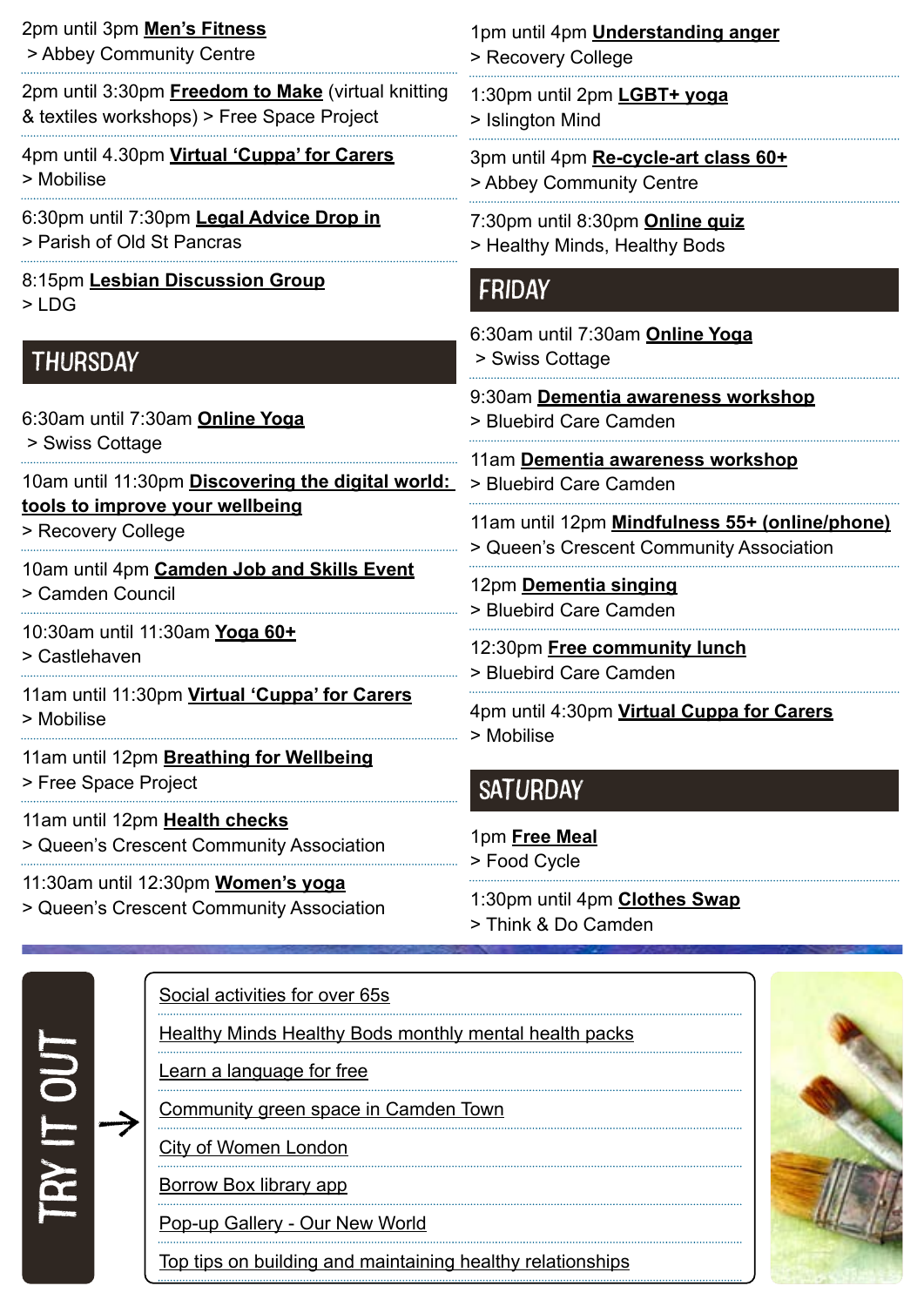2pm until 3pm **Men's Fitness**
> Abbey Community Centre

2pm until 3:30pm **Freedom to Make** (virtual knitting & textiles workshops) > Free Space Project

4pm until 4.30pm **Virtual 'Cuppa' for Carers**
> Mobilise

6:30pm until 7:30pm **Legal Advice Drop in**
> Parish of Old St Pancras

8:15pm **Lesbian Discussion Group**
> LDG

## THURSDAY

6:30am until 7:30am **Online Yoga**
> Swiss Cottage

10am until 11:30pm **Discovering the digital world: tools to improve your wellbeing**
> Recovery College

10am until 4pm **Camden Job and Skills Event**
> Camden Council

10:30am until 11:30am **Yoga 60+**
> Castlehaven

11am until 11:30pm **Virtual 'Cuppa' for Carers**
> Mobilise

11am until 12pm **Breathing for Wellbeing**
> Free Space Project

11am until 12pm **Health checks**
> Queen's Crescent Community Association

11:30am until 12:30pm **Women's yoga**
> Queen's Crescent Community Association

1pm until 4pm **Understanding anger**
> Recovery College

1:30pm until 2pm **LGBT+ yoga**
> Islington Mind

3pm until 4pm **Re-cycle-art class 60+**
> Abbey Community Centre

7:30pm until 8:30pm **Online quiz**
> Healthy Minds, Healthy Bods

## FRIDAY

6:30am until 7:30am **Online Yoga**
> Swiss Cottage

9:30am **Dementia awareness workshop**
> Bluebird Care Camden

11am **Dementia awareness workshop**
> Bluebird Care Camden

11am until 12pm **Mindfulness 55+ (online/phone)**
> Queen's Crescent Community Association

12pm **Dementia singing**
> Bluebird Care Camden

12:30pm **Free community lunch**
> Bluebird Care Camden

4pm until 4:30pm **Virtual Cuppa for Carers**
> Mobilise

## SATURDAY

1pm **Free Meal**
> Food Cycle

1:30pm until 4pm **Clothes Swap**
> Think & Do Camden

## TRY IT OUT →

- Social activities for over 65s
- Healthy Minds Healthy Bods monthly mental health packs
- Learn a language for free
- Community green space in Camden Town
- City of Women London
- Borrow Box library app
- Pop-up Gallery - Our New World
- Top tips on building and maintaining healthy relationships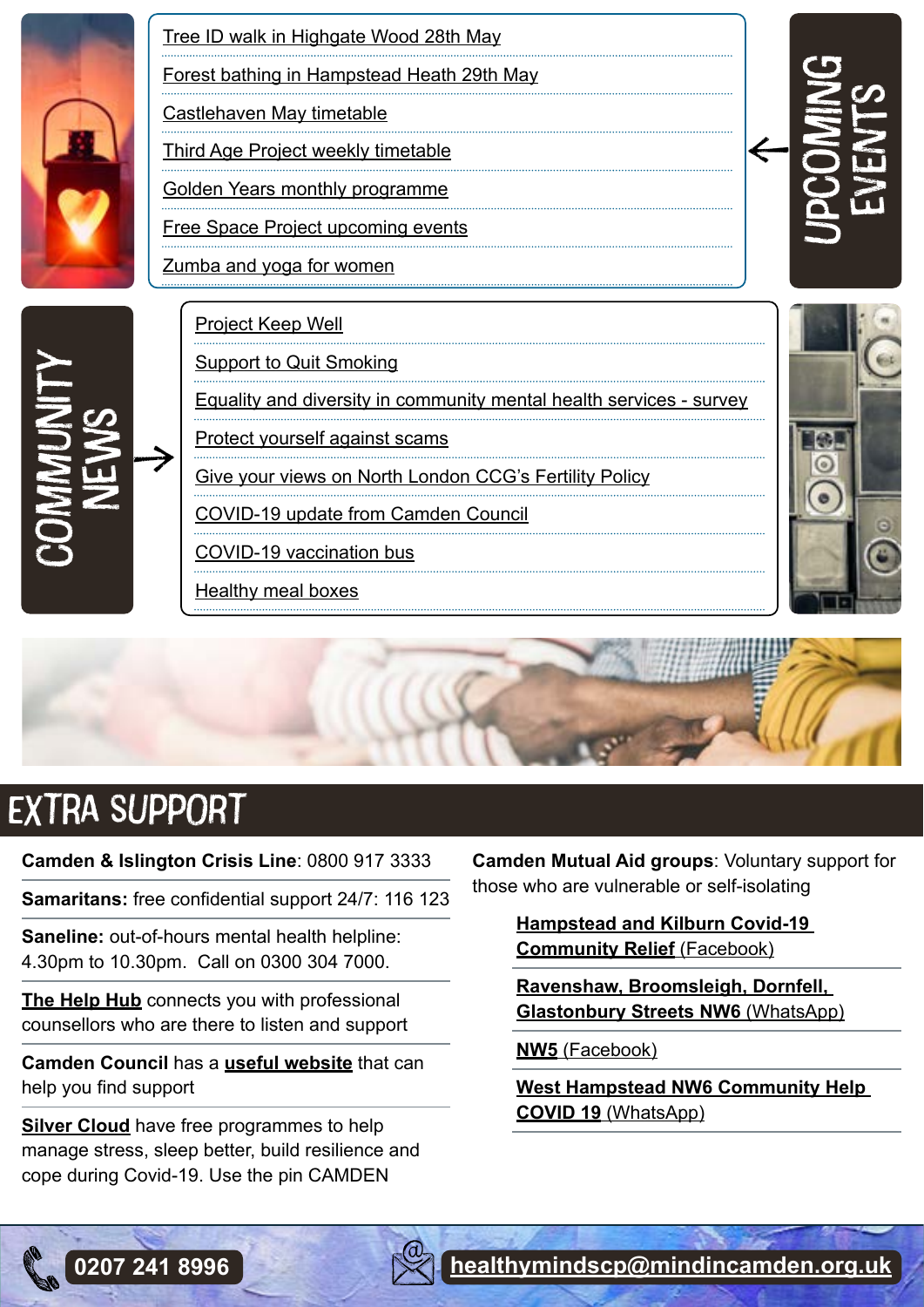## UPCOMING EVENTS

- Tree ID walk in Highgate Wood 28th May
- Forest bathing in Hampstead Heath 29th May
- Castlehaven May timetable
- Third Age Project weekly timetable
- Golden Years monthly programme
- Free Space Project upcoming events
- Zumba and yoga for women

## COMMUNITY NEWS

- Project Keep Well
- Support to Quit Smoking
- Equality and diversity in community mental health services - survey
- Protect yourself against scams
- Give your views on North London CCG's Fertility Policy
- COVID-19 update from Camden Council
- COVID-19 vaccination bus
- Healthy meal boxes

# EXTRA SUPPORT

**Camden & Islington Crisis Line**: 0800 917 3333

**Samaritans:** free confidential support 24/7: 116 123

**Saneline:** out-of-hours mental health helpline: 4.30pm to 10.30pm. Call on 0300 304 7000.

**The Help Hub** connects you with professional counsellors who are there to listen and support

**Camden Council** has a **useful website** that can help you find support

**Silver Cloud** have free programmes to help manage stress, sleep better, build resilience and cope during Covid-19. Use the pin CAMDEN

**Camden Mutual Aid groups**: Voluntary support for those who are vulnerable or self-isolating

- **Hampstead and Kilburn Covid-19 Community Relief** (Facebook)
- **Ravenshaw, Broomsleigh, Dornfell, Glastonbury Streets NW6** (WhatsApp)
- **NW5** (Facebook)
- **West Hampstead NW6 Community Help COVID 19** (WhatsApp)

0207 241 8996

healthymindscp@mindincamden.org.uk